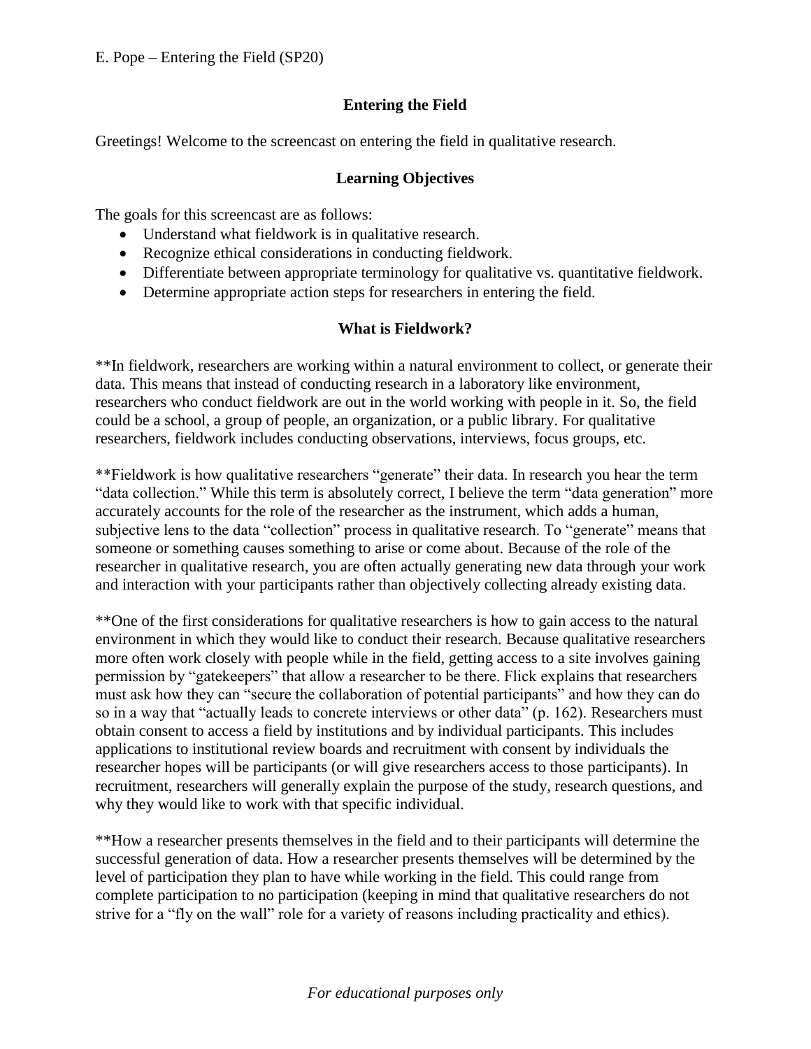## Entering the Field

Greetings! Welcome to the screencast on entering the field in qualitative research.

## Learning Objectives

The goals for this screencast are as follows:

- Understand what fieldwork is in qualitative research.
- Recognize ethical considerations in conducting fieldwork.
- Differentiate between appropriate terminology for qualitative vs. quantitative fieldwork.
- Determine appropriate action steps for researchers in entering the field.

## What is Fieldwork?

**In fieldwork, researchers are working within a natural environment to collect, or generate their data. This means that instead of conducting research in a laboratory like environment, researchers who conduct fieldwork are out in the world working with people in it. So, the field could be a school, a group of people, an organization, or a public library. For qualitative researchers, fieldwork includes conducting observations, interviews, focus groups, etc.

**Fieldwork is how qualitative researchers "generate" their data. In research you hear the term "data collection." While this term is absolutely correct, I believe the term "data generation" more accurately accounts for the role of the researcher as the instrument, which adds a human, subjective lens to the data "collection" process in qualitative research. To "generate" means that someone or something causes something to arise or come about. Because of the role of the researcher in qualitative research, you are often actually generating new data through your work and interaction with your participants rather than objectively collecting already existing data.

**One of the first considerations for qualitative researchers is how to gain access to the natural environment in which they would like to conduct their research. Because qualitative researchers more often work closely with people while in the field, getting access to a site involves gaining permission by "gatekeepers" that allow a researcher to be there. Flick explains that researchers must ask how they can "secure the collaboration of potential participants" and how they can do so in a way that "actually leads to concrete interviews or other data" (p. 162). Researchers must obtain consent to access a field by institutions and by individual participants. This includes applications to institutional review boards and recruitment with consent by individuals the researcher hopes will be participants (or will give researchers access to those participants). In recruitment, researchers will generally explain the purpose of the study, research questions, and why they would like to work with that specific individual.

**How a researcher presents themselves in the field and to their participants will determine the successful generation of data. How a researcher presents themselves will be determined by the level of participation they plan to have while working in the field. This could range from complete participation to no participation (keeping in mind that qualitative researchers do not strive for a "fly on the wall" role for a variety of reasons including practicality and ethics).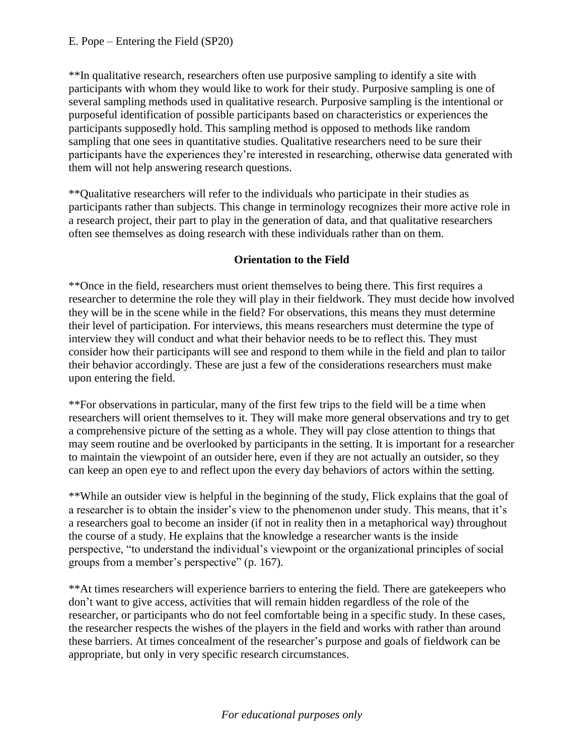**In qualitative research, researchers often use purposive sampling to identify a site with participants with whom they would like to work for their study. Purposive sampling is one of several sampling methods used in qualitative research. Purposive sampling is the intentional or purposeful identification of possible participants based on characteristics or experiences the participants supposedly hold. This sampling method is opposed to methods like random sampling that one sees in quantitative studies. Qualitative researchers need to be sure their participants have the experiences they're interested in researching, otherwise data generated with them will not help answering research questions.

**Qualitative researchers will refer to the individuals who participate in their studies as participants rather than subjects. This change in terminology recognizes their more active role in a research project, their part to play in the generation of data, and that qualitative researchers often see themselves as doing research with these individuals rather than on them.

## Orientation to the Field

**Once in the field, researchers must orient themselves to being there. This first requires a researcher to determine the role they will play in their fieldwork. They must decide how involved they will be in the scene while in the field? For observations, this means they must determine their level of participation. For interviews, this means researchers must determine the type of interview they will conduct and what their behavior needs to be to reflect this. They must consider how their participants will see and respond to them while in the field and plan to tailor their behavior accordingly. These are just a few of the considerations researchers must make upon entering the field.

**For observations in particular, many of the first few trips to the field will be a time when researchers will orient themselves to it. They will make more general observations and try to get a comprehensive picture of the setting as a whole. They will pay close attention to things that may seem routine and be overlooked by participants in the setting. It is important for a researcher to maintain the viewpoint of an outsider here, even if they are not actually an outsider, so they can keep an open eye to and reflect upon the every day behaviors of actors within the setting.

**While an outsider view is helpful in the beginning of the study, Flick explains that the goal of a researcher is to obtain the insider's view to the phenomenon under study. This means, that it's a researchers goal to become an insider (if not in reality then in a metaphorical way) throughout the course of a study. He explains that the knowledge a researcher wants is the inside perspective, "to understand the individual's viewpoint or the organizational principles of social groups from a member's perspective" (p. 167).

**At times researchers will experience barriers to entering the field. There are gatekeepers who don't want to give access, activities that will remain hidden regardless of the role of the researcher, or participants who do not feel comfortable being in a specific study. In these cases, the researcher respects the wishes of the players in the field and works with rather than around these barriers. At times concealment of the researcher's purpose and goals of fieldwork can be appropriate, but only in very specific research circumstances.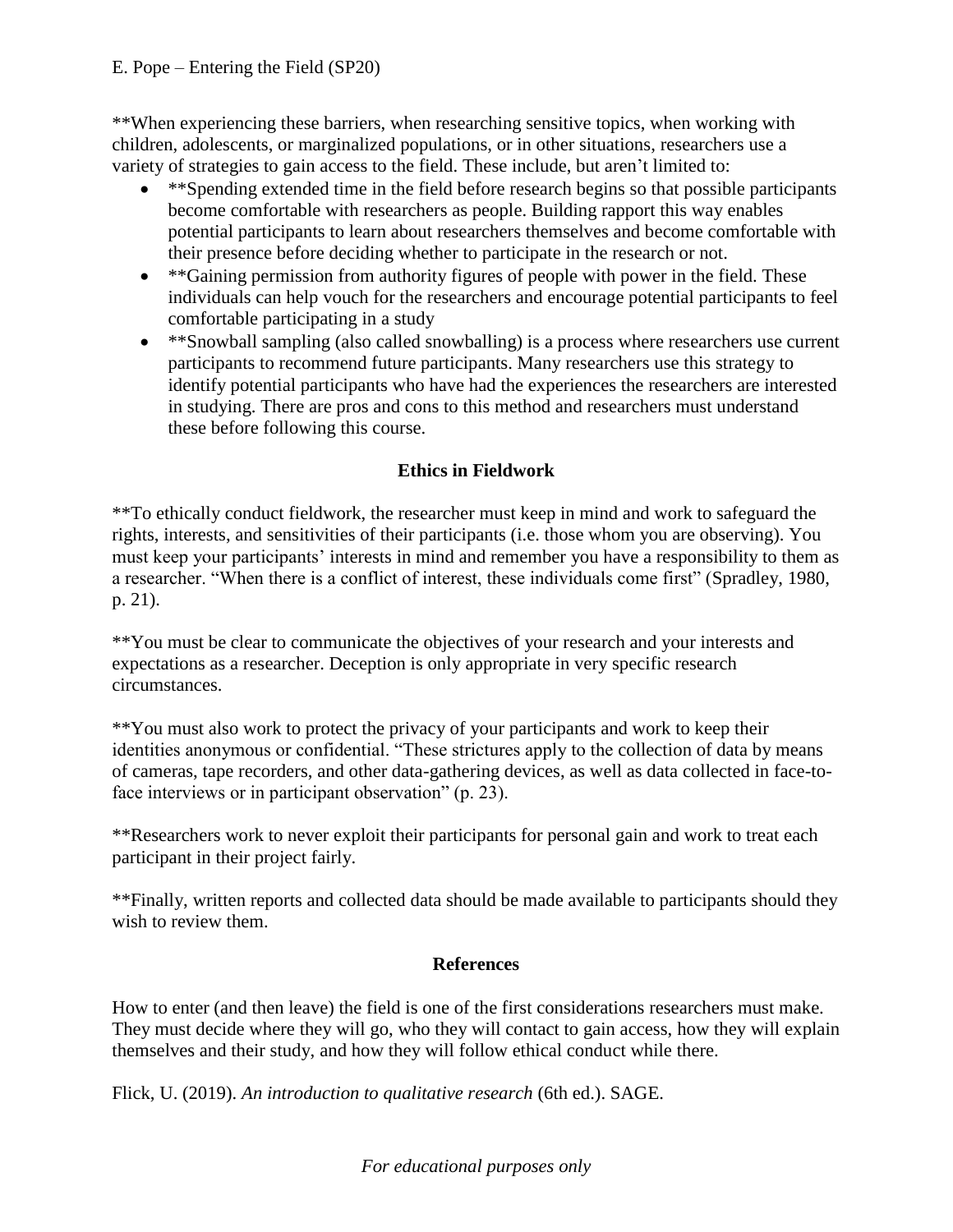**When experiencing these barriers, when researching sensitive topics, when working with children, adolescents, or marginalized populations, or in other situations, researchers use a variety of strategies to gain access to the field. These include, but aren't limited to:

- **Spending extended time in the field before research begins so that possible participants become comfortable with researchers as people. Building rapport this way enables potential participants to learn about researchers themselves and become comfortable with their presence before deciding whether to participate in the research or not.
- **Gaining permission from authority figures of people with power in the field. These individuals can help vouch for the researchers and encourage potential participants to feel comfortable participating in a study
- **Snowball sampling (also called snowballing) is a process where researchers use current participants to recommend future participants. Many researchers use this strategy to identify potential participants who have had the experiences the researchers are interested in studying. There are pros and cons to this method and researchers must understand these before following this course.

## Ethics in Fieldwork

**To ethically conduct fieldwork, the researcher must keep in mind and work to safeguard the rights, interests, and sensitivities of their participants (i.e. those whom you are observing). You must keep your participants' interests in mind and remember you have a responsibility to them as a researcher. "When there is a conflict of interest, these individuals come first" (Spradley, 1980, p. 21).

**You must be clear to communicate the objectives of your research and your interests and expectations as a researcher. Deception is only appropriate in very specific research circumstances.

**You must also work to protect the privacy of your participants and work to keep their identities anonymous or confidential. "These strictures apply to the collection of data by means of cameras, tape recorders, and other data-gathering devices, as well as data collected in face-to-face interviews or in participant observation" (p. 23).

**Researchers work to never exploit their participants for personal gain and work to treat each participant in their project fairly.

**Finally, written reports and collected data should be made available to participants should they wish to review them.

## References

How to enter (and then leave) the field is one of the first considerations researchers must make. They must decide where they will go, who they will contact to gain access, how they will explain themselves and their study, and how they will follow ethical conduct while there.

Flick, U. (2019). *An introduction to qualitative research* (6th ed.). SAGE.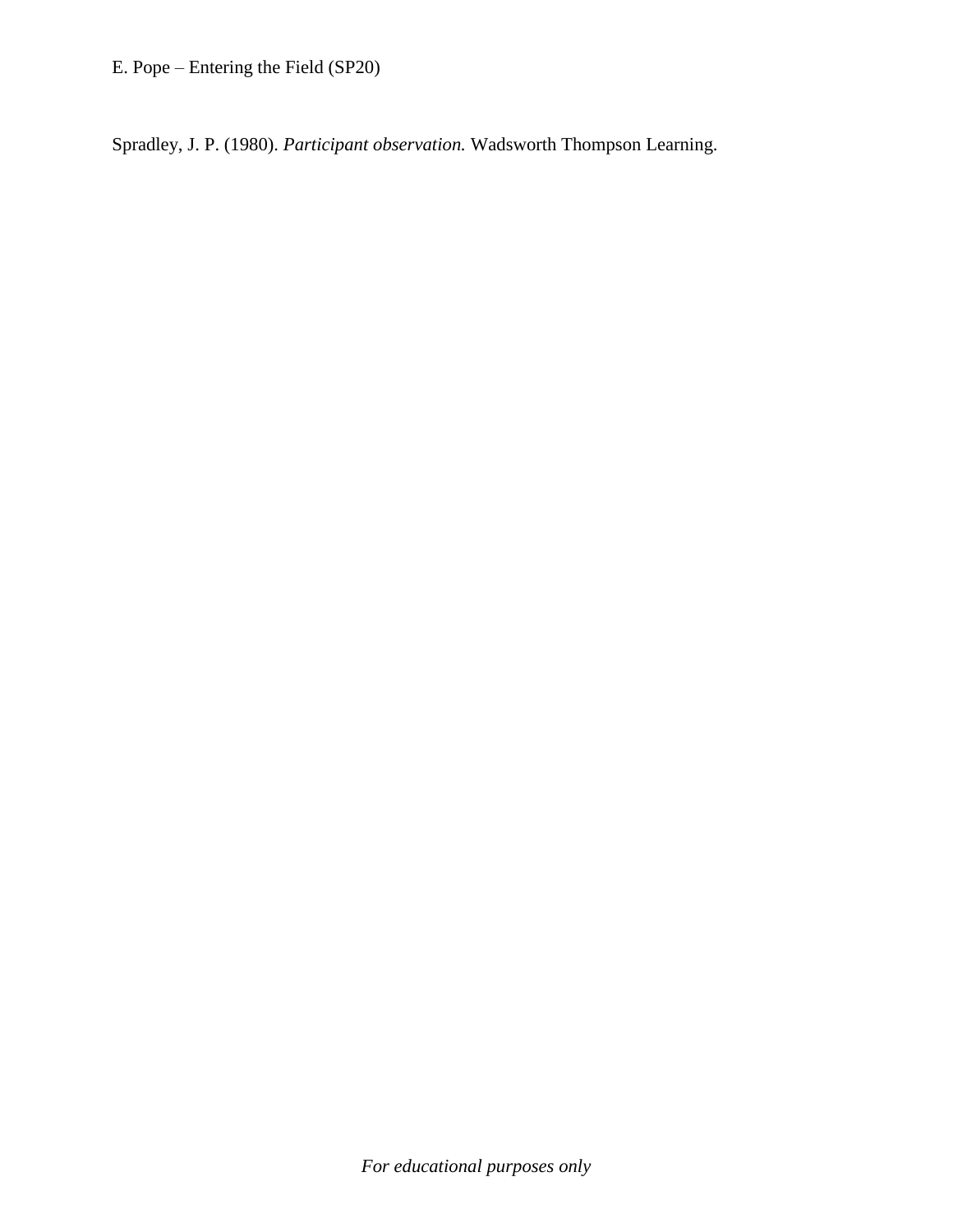Spradley, J. P. (1980). *Participant observation.* Wadsworth Thompson Learning.